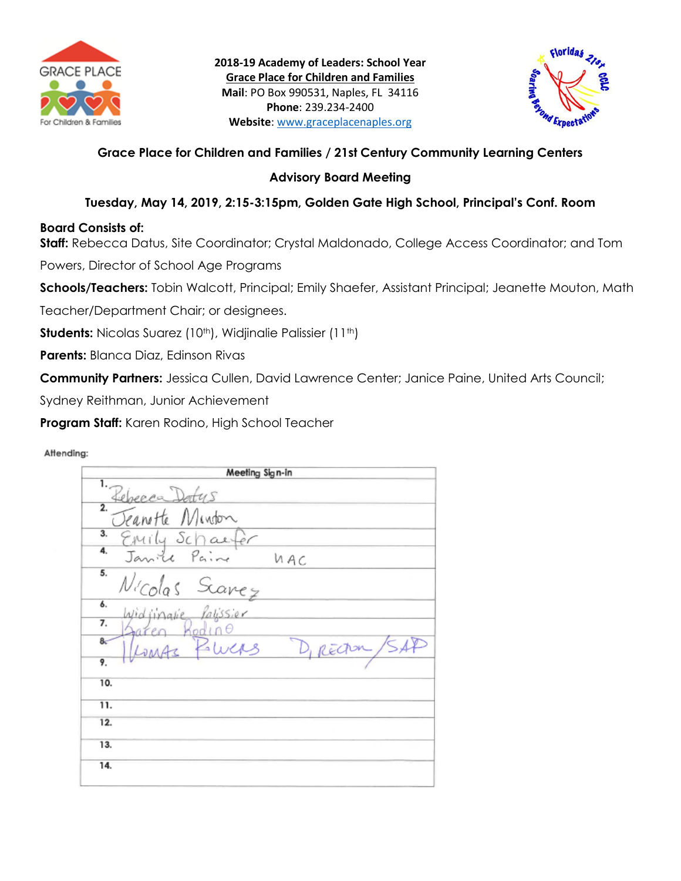2018-19 Academy of Leaders: School Year
Grace Place for Children and Families
**Mail**: PO Box 990531, Naples, FL 34116
**Phone**: 239.234-2400
**Website**: www.graceplacenaples.org

## Grace Place for Children and Families / 21st Century Community Learning Centers

## Advisory Board Meeting

### Tuesday, May 14, 2019, 2:15-3:15pm, Golden Gate High School, Principal's Conf. Room

**Board Consists of:**

**Staff:** Rebecca Datus, Site Coordinator; Crystal Maldonado, College Access Coordinator; and Tom Powers, Director of School Age Programs

**Schools/Teachers:** Tobin Walcott, Principal; Emily Shaefer, Assistant Principal; Jeanette Mouton, Math Teacher/Department Chair; or designees.

**Students:** Nicolas Suarez (10th), Widjinalie Palissier (11th)

**Parents:** Blanca Diaz, Edinson Rivas

**Community Partners:** Jessica Cullen, David Lawrence Center; Janice Paine, United Arts Council; Sydney Reithman, Junior Achievement

**Program Staff:** Karen Rodino, High School Teacher

Attending:

| Meeting Sign-in |
|---|
| 1. Rebecca Datus |
| 2. Jeanette Mouton |
| 3. Emily Schaefer |
| 4. Janice Paine UAC |
| 5. Nicolas Suarez |
| 6. Widjinalie Palissier |
| 7. Karen Rodino |
| 8. Thomas Powers Director/SAP |
| 9. |
| 10. |
| 11. |
| 12. |
| 13. |
| 14. |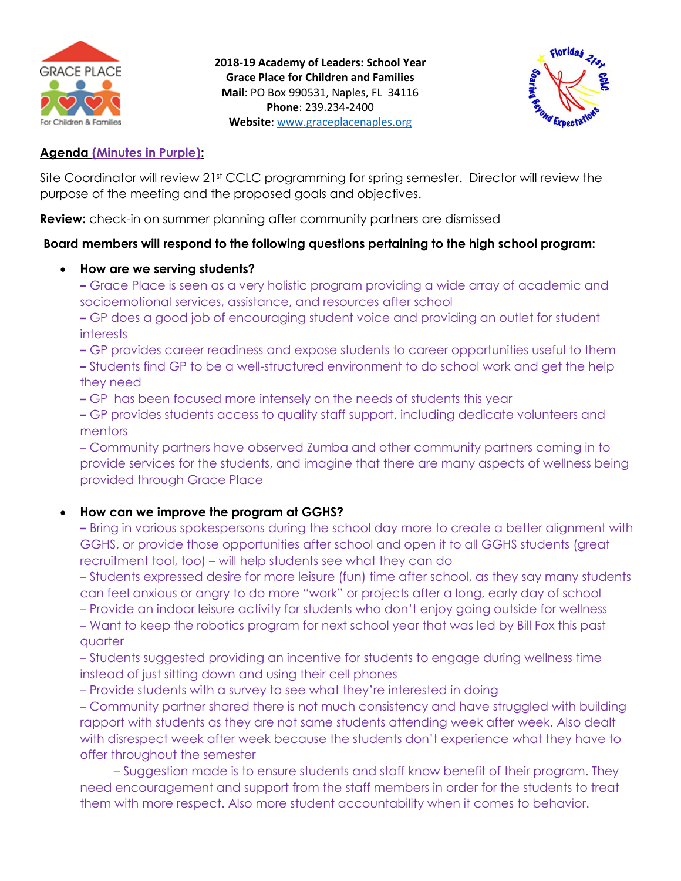**2018-19 Academy of Leaders: School Year**
**Grace Place for Children and Families**
**Mail**: PO Box 990531, Naples, FL 34116
**Phone**: 239.234-2400
**Website**: www.graceplacenaples.org

**Agenda (Minutes in Purple):**

Site Coordinator will review 21st CCLC programming for spring semester. Director will review the purpose of the meeting and the proposed goals and objectives.

**Review:** check-in on summer planning after community partners are dismissed

**Board members will respond to the following questions pertaining to the high school program:**

- **How are we serving students?**
  – Grace Place is seen as a very holistic program providing a wide array of academic and socioemotional services, assistance, and resources after school
  – GP does a good job of encouraging student voice and providing an outlet for student interests
  – GP provides career readiness and expose students to career opportunities useful to them
  – Students find GP to be a well-structured environment to do school work and get the help they need
  – GP has been focused more intensely on the needs of students this year
  – GP provides students access to quality staff support, including dedicate volunteers and mentors
  – Community partners have observed Zumba and other community partners coming in to provide services for the students, and imagine that there are many aspects of wellness being provided through Grace Place

- **How can we improve the program at GGHS?**
  – Bring in various spokespersons during the school day more to create a better alignment with GGHS, or provide those opportunities after school and open it to all GGHS students (great recruitment tool, too) – will help students see what they can do
  – Students expressed desire for more leisure (fun) time after school, as they say many students can feel anxious or angry to do more "work" or projects after a long, early day of school
  – Provide an indoor leisure activity for students who don't enjoy going outside for wellness
  – Want to keep the robotics program for next school year that was led by Bill Fox this past quarter
  – Students suggested providing an incentive for students to engage during wellness time instead of just sitting down and using their cell phones
  – Provide students with a survey to see what they're interested in doing
  – Community partner shared there is not much consistency and have struggled with building rapport with students as they are not same students attending week after week. Also dealt with disrespect week after week because the students don't experience what they have to offer throughout the semester
    – Suggestion made is to ensure students and staff know benefit of their program. They need encouragement and support from the staff members in order for the students to treat them with more respect. Also more student accountability when it comes to behavior.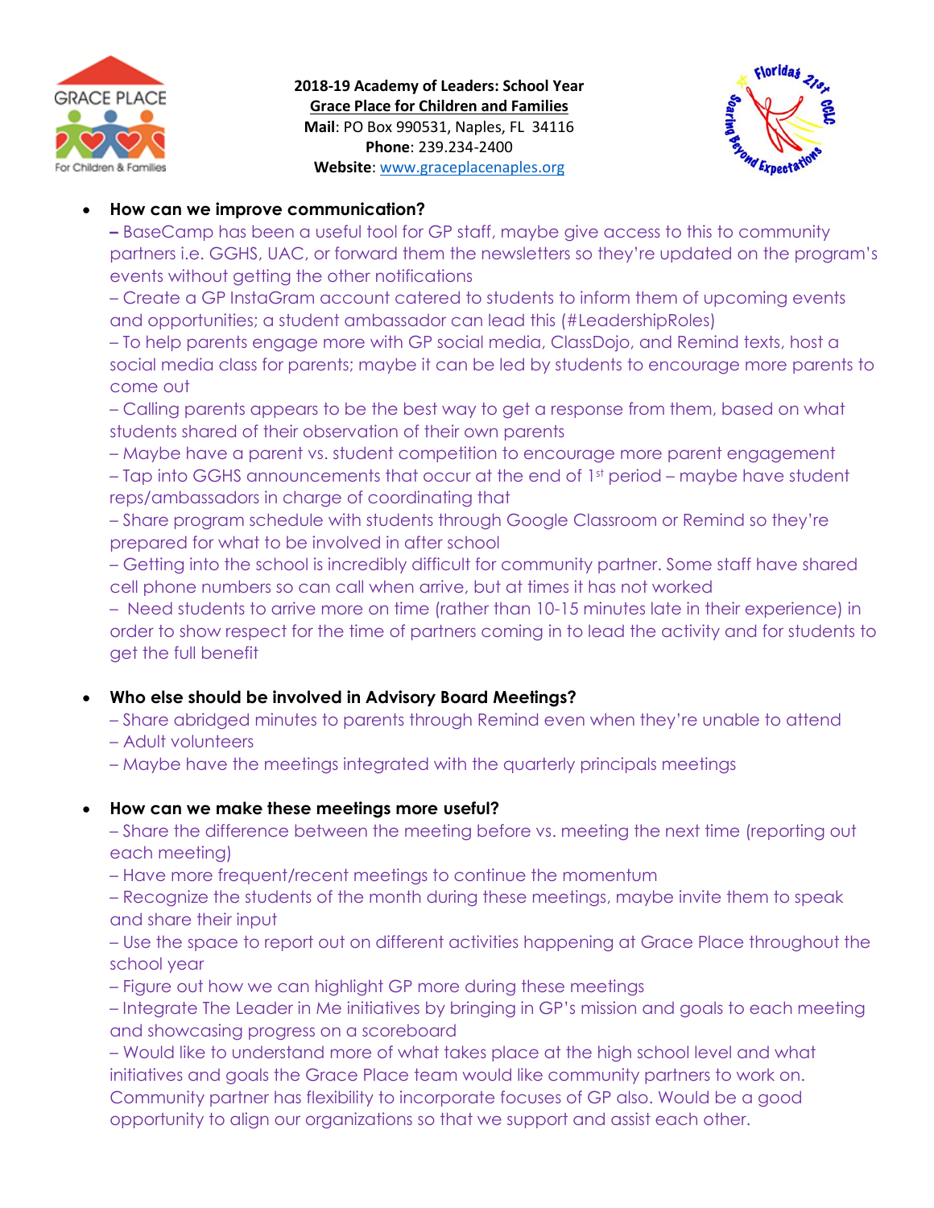**2018-19 Academy of Leaders: School Year**
**Grace Place for Children and Families**
**Mail**: PO Box 990531, Naples, FL 34116
**Phone**: 239.234-2400
**Website**: www.graceplacenaples.org

- **How can we improve communication?**
  – BaseCamp has been a useful tool for GP staff, maybe give access to this to community partners i.e. GGHS, UAC, or forward them the newsletters so they're updated on the program's events without getting the other notifications
  – Create a GP InstaGram account catered to students to inform them of upcoming events and opportunities; a student ambassador can lead this (#LeadershipRoles)
  – To help parents engage more with GP social media, ClassDojo, and Remind texts, host a social media class for parents; maybe it can be led by students to encourage more parents to come out
  – Calling parents appears to be the best way to get a response from them, based on what students shared of their observation of their own parents
  – Maybe have a parent vs. student competition to encourage more parent engagement
  – Tap into GGHS announcements that occur at the end of 1st period – maybe have student reps/ambassadors in charge of coordinating that
  – Share program schedule with students through Google Classroom or Remind so they're prepared for what to be involved in after school
  – Getting into the school is incredibly difficult for community partner. Some staff have shared cell phone numbers so can call when arrive, but at times it has not worked
  – Need students to arrive more on time (rather than 10-15 minutes late in their experience) in order to show respect for the time of partners coming in to lead the activity and for students to get the full benefit

- **Who else should be involved in Advisory Board Meetings?**
  – Share abridged minutes to parents through Remind even when they're unable to attend
  – Adult volunteers
  – Maybe have the meetings integrated with the quarterly principals meetings

- **How can we make these meetings more useful?**
  – Share the difference between the meeting before vs. meeting the next time (reporting out each meeting)
  – Have more frequent/recent meetings to continue the momentum
  – Recognize the students of the month during these meetings, maybe invite them to speak and share their input
  – Use the space to report out on different activities happening at Grace Place throughout the school year
  – Figure out how we can highlight GP more during these meetings
  – Integrate The Leader in Me initiatives by bringing in GP's mission and goals to each meeting and showcasing progress on a scoreboard
  – Would like to understand more of what takes place at the high school level and what initiatives and goals the Grace Place team would like community partners to work on. Community partner has flexibility to incorporate focuses of GP also. Would be a good opportunity to align our organizations so that we support and assist each other.